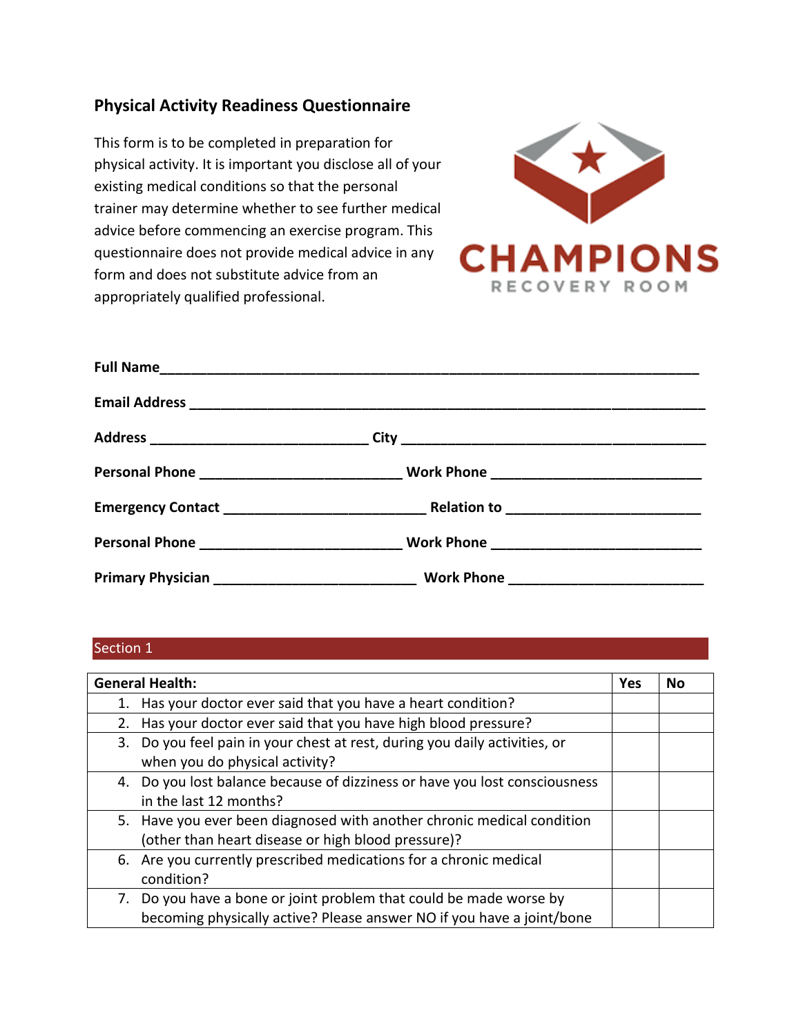# Physical Activity Readiness Questionnaire

This form is to be completed in preparation for physical activity. It is important you disclose all of your existing medical conditions so that the personal trainer may determine whether to see further medical advice before commencing an exercise program. This questionnaire does not provide medical advice in any form and does not substitute advice from an appropriately qualified professional.

CHAMPIONS
RECOVERY ROOM

**Full Name**________________________________________________________________________

**Email Address** ____________________________________________________________________

**Address** ____________________________ **City** ________________________________________

**Personal Phone** __________________________ **Work Phone** ___________________________

**Emergency Contact** _________________________ **Relation to** _________________________

**Personal Phone** __________________________ **Work Phone** ___________________________

**Primary Physician** __________________________ **Work Phone** _________________________

## Section 1

| **General Health:** | **Yes** | **No** |
|---|---|---|
| 1. Has your doctor ever said that you have a heart condition? | | |
| 2. Has your doctor ever said that you have high blood pressure? | | |
| 3. Do you feel pain in your chest at rest, during you daily activities, or when you do physical activity? | | |
| 4. Do you lost balance because of dizziness or have you lost consciousness in the last 12 months? | | |
| 5. Have you ever been diagnosed with another chronic medical condition (other than heart disease or high blood pressure)? | | |
| 6. Are you currently prescribed medications for a chronic medical condition? | | |
| 7. Do you have a bone or joint problem that could be made worse by becoming physically active? Please answer NO if you have a joint/bone | | |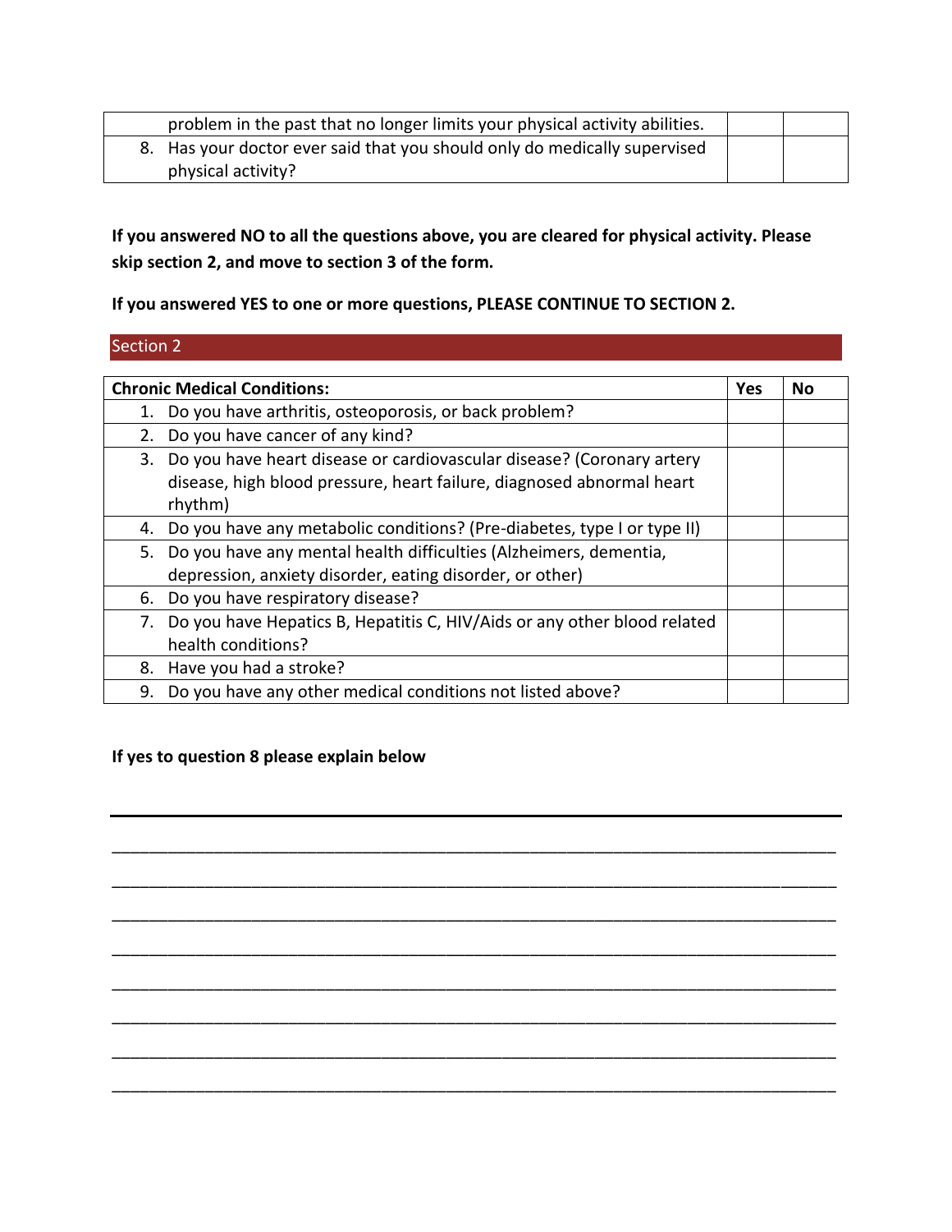| | | |
|---|---|---|
| problem in the past that no longer limits your physical activity abilities. | | |
| 8. Has your doctor ever said that you should only do medically supervised physical activity? | | |

**If you answered NO to all the questions above, you are cleared for physical activity. Please skip section 2, and move to section 3 of the form.**

**If you answered YES to one or more questions, PLEASE CONTINUE TO SECTION 2.**

## Section 2

| **Chronic Medical Conditions:** | **Yes** | **No** |
|---|---|---|
| 1. Do you have arthritis, osteoporosis, or back problem? | | |
| 2. Do you have cancer of any kind? | | |
| 3. Do you have heart disease or cardiovascular disease? (Coronary artery disease, high blood pressure, heart failure, diagnosed abnormal heart rhythm) | | |
| 4. Do you have any metabolic conditions? (Pre-diabetes, type I or type II) | | |
| 5. Do you have any mental health difficulties (Alzheimers, dementia, depression, anxiety disorder, eating disorder, or other) | | |
| 6. Do you have respiratory disease? | | |
| 7. Do you have Hepatics B, Hepatitis C, HIV/Aids or any other blood related health conditions? | | |
| 8. Have you had a stroke? | | |
| 9. Do you have any other medical conditions not listed above? | | |

**If yes to question 8 please explain below**

______________________________________________________________________________

______________________________________________________________________________

______________________________________________________________________________

______________________________________________________________________________

______________________________________________________________________________

______________________________________________________________________________

______________________________________________________________________________

______________________________________________________________________________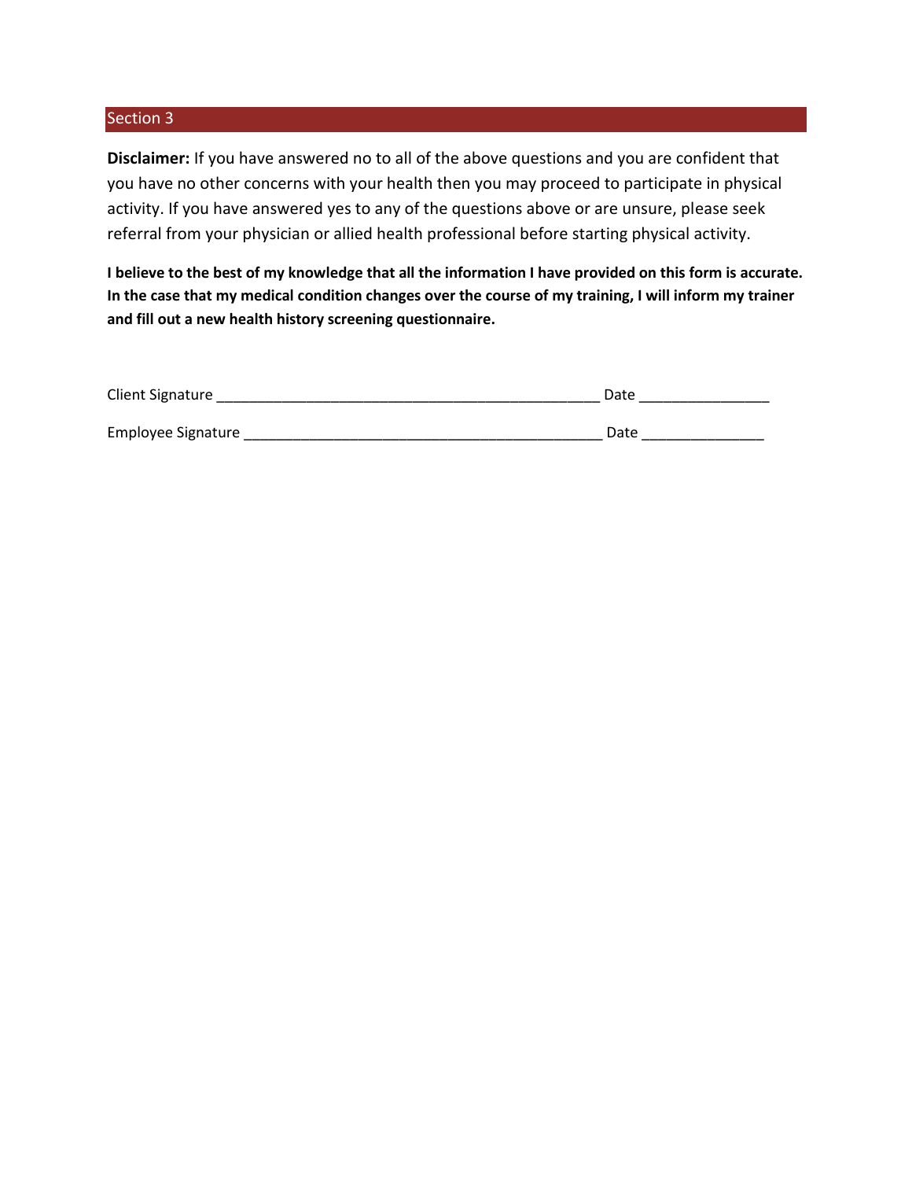## Section 3

**Disclaimer:** If you have answered no to all of the above questions and you are confident that you have no other concerns with your health then you may proceed to participate in physical activity. If you have answered yes to any of the questions above or are unsure, please seek referral from your physician or allied health professional before starting physical activity.

**I believe to the best of my knowledge that all the information I have provided on this form is accurate. In the case that my medical condition changes over the course of my training, I will inform my trainer and fill out a new health history screening questionnaire.**

Client Signature ________________________________________________ Date ________________

Employee Signature ______________________________________________ Date _______________